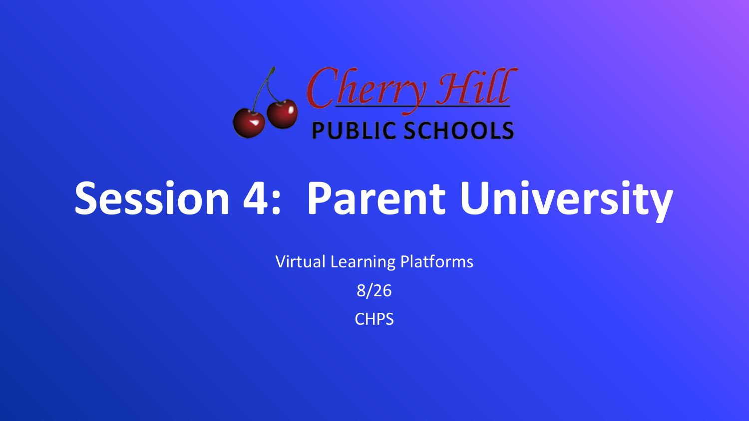Cherry Hill

PUBLIC SCHOOLS

# Session 4: Parent University

Virtual Learning Platforms

8/26

CHPS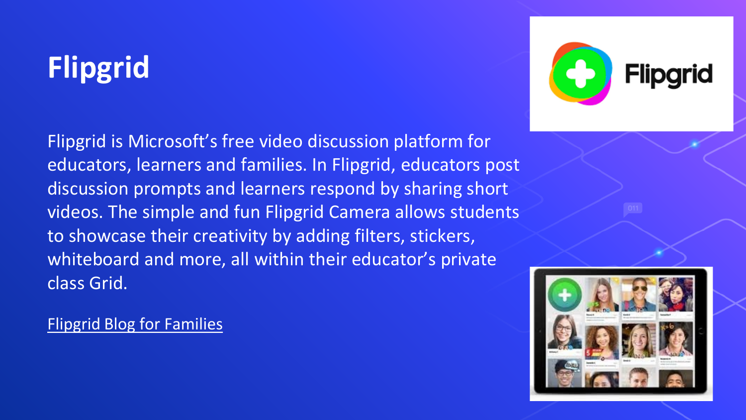# Flipgrid

Flipgrid is Microsoft's free video discussion platform for educators, learners and families. In Flipgrid, educators post discussion prompts and learners respond by sharing short videos. The simple and fun Flipgrid Camera allows students to showcase their creativity by adding filters, stickers, whiteboard and more, all within their educator's private class Grid.

Flipgrid Blog for Families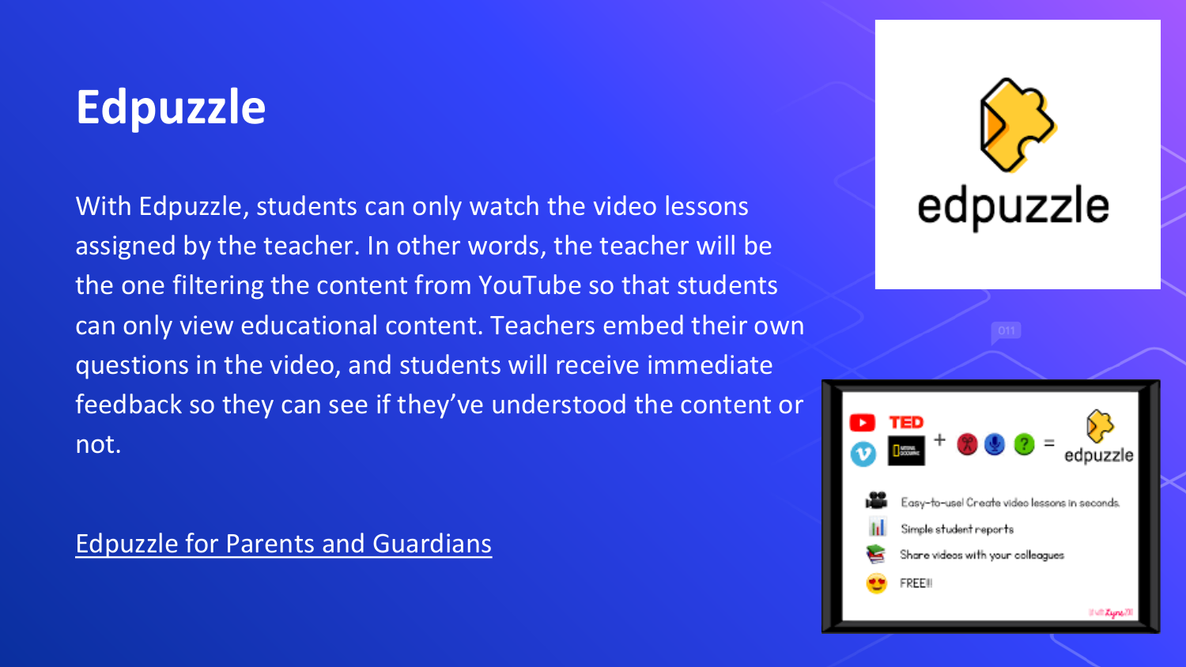# Edpuzzle

With Edpuzzle, students can only watch the video lessons assigned by the teacher. In other words, the teacher will be the one filtering the content from YouTube so that students can only view educational content. Teachers embed their own questions in the video, and students will receive immediate feedback so they can see if they've understood the content or not.

Edpuzzle for Parents and Guardians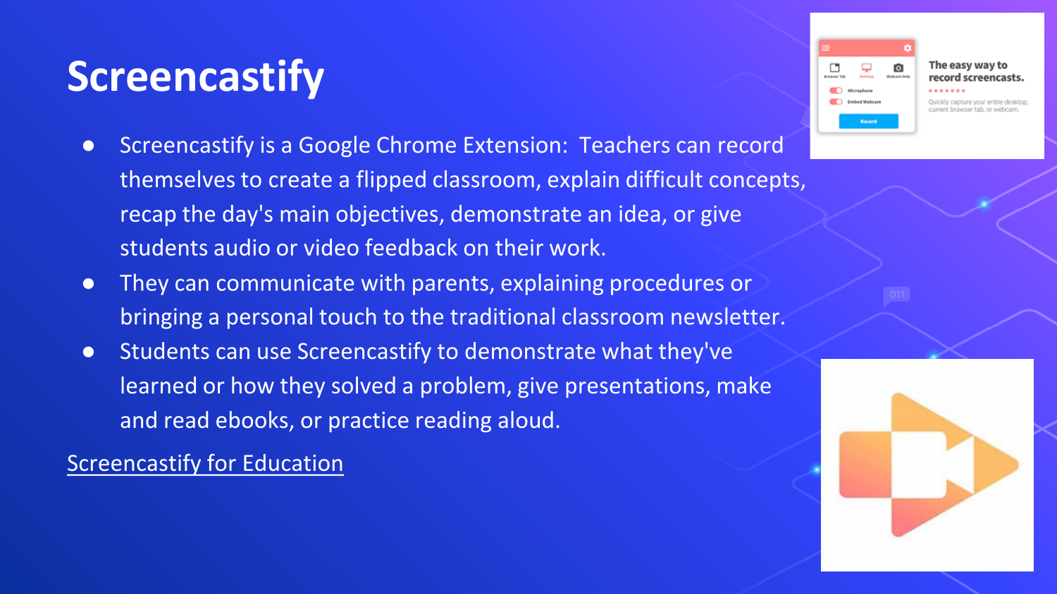# Screencastify

- Screencastify is a Google Chrome Extension:  Teachers can record themselves to create a flipped classroom, explain difficult concepts, recap the day's main objectives, demonstrate an idea, or give students audio or video feedback on their work.
- They can communicate with parents, explaining procedures or bringing a personal touch to the traditional classroom newsletter.
- Students can use Screencastify to demonstrate what they've learned or how they solved a problem, give presentations, make and read ebooks, or practice reading aloud.

[Screencastify for Education]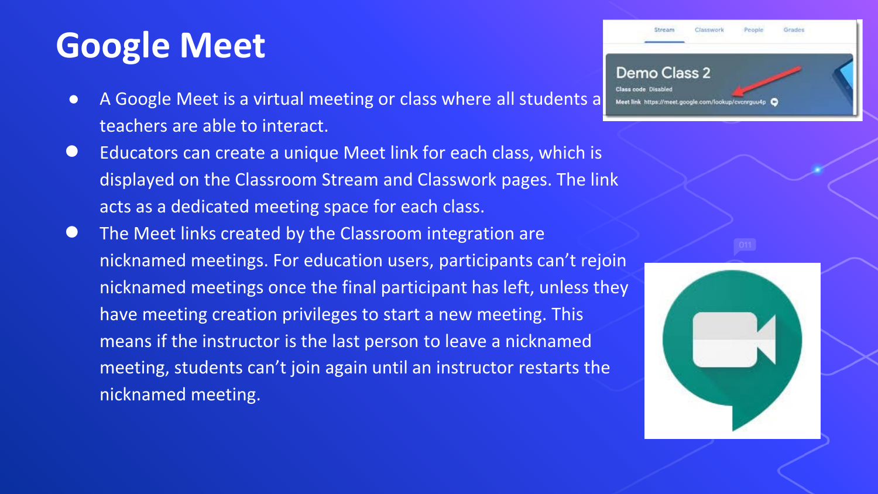# Google Meet

- A Google Meet is a virtual meeting or class where all students a teachers are able to interact.
- Educators can create a unique Meet link for each class, which is displayed on the Classroom Stream and Classwork pages. The link acts as a dedicated meeting space for each class.
- The Meet links created by the Classroom integration are nicknamed meetings. For education users, participants can't rejoin nicknamed meetings once the final participant has left, unless they have meeting creation privileges to start a new meeting. This means if the instructor is the last person to leave a nicknamed meeting, students can't join again until an instructor restarts the nicknamed meeting.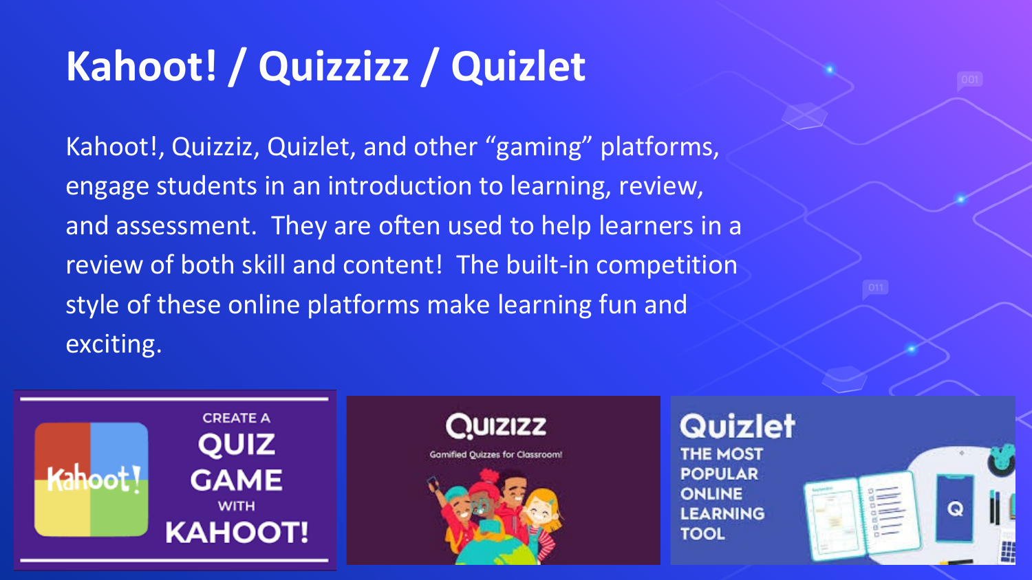# Kahoot! / Quizzizz / Quizlet

Kahoot!, Quizziz, Quizlet, and other “gaming” platforms, engage students in an introduction to learning, review, and assessment. They are often used to help learners in a review of both skill and content! The built-in competition style of these online platforms make learning fun and exciting.

CREATE A QUIZ GAME WITH KAHOOT!

QUIZIZZ
Gamified Quizzes for Classroom!

Quizlet
THE MOST POPULAR ONLINE LEARNING TOOL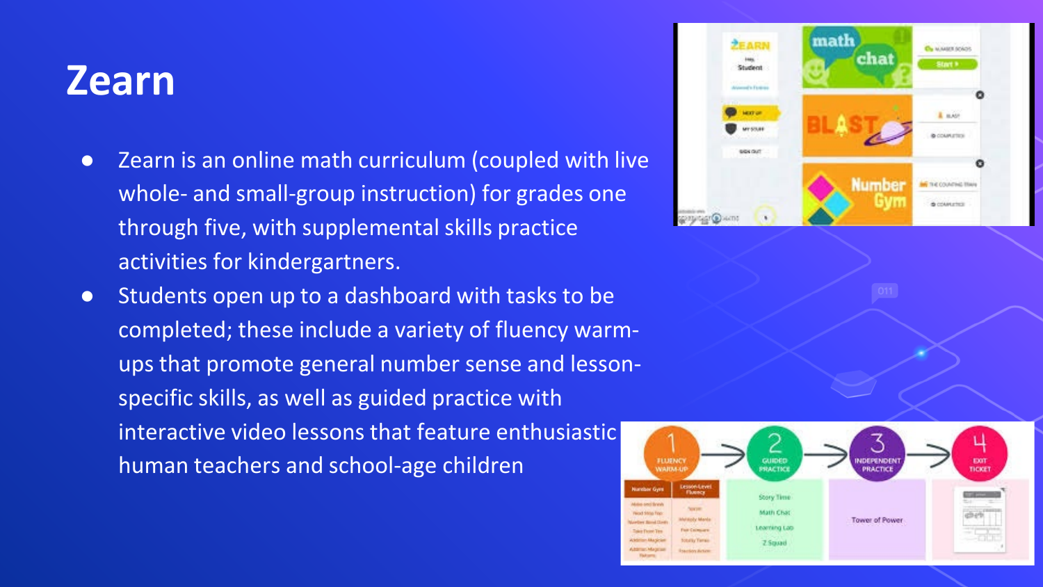# Zearn

- Zearn is an online math curriculum (coupled with live whole- and small-group instruction) for grades one through five, with supplemental skills practice activities for kindergartners.
- Students open up to a dashboard with tasks to be completed; these include a variety of fluency warm-ups that promote general number sense and lesson-specific skills, as well as guided practice with interactive video lessons that feature enthusiastic human teachers and school-age children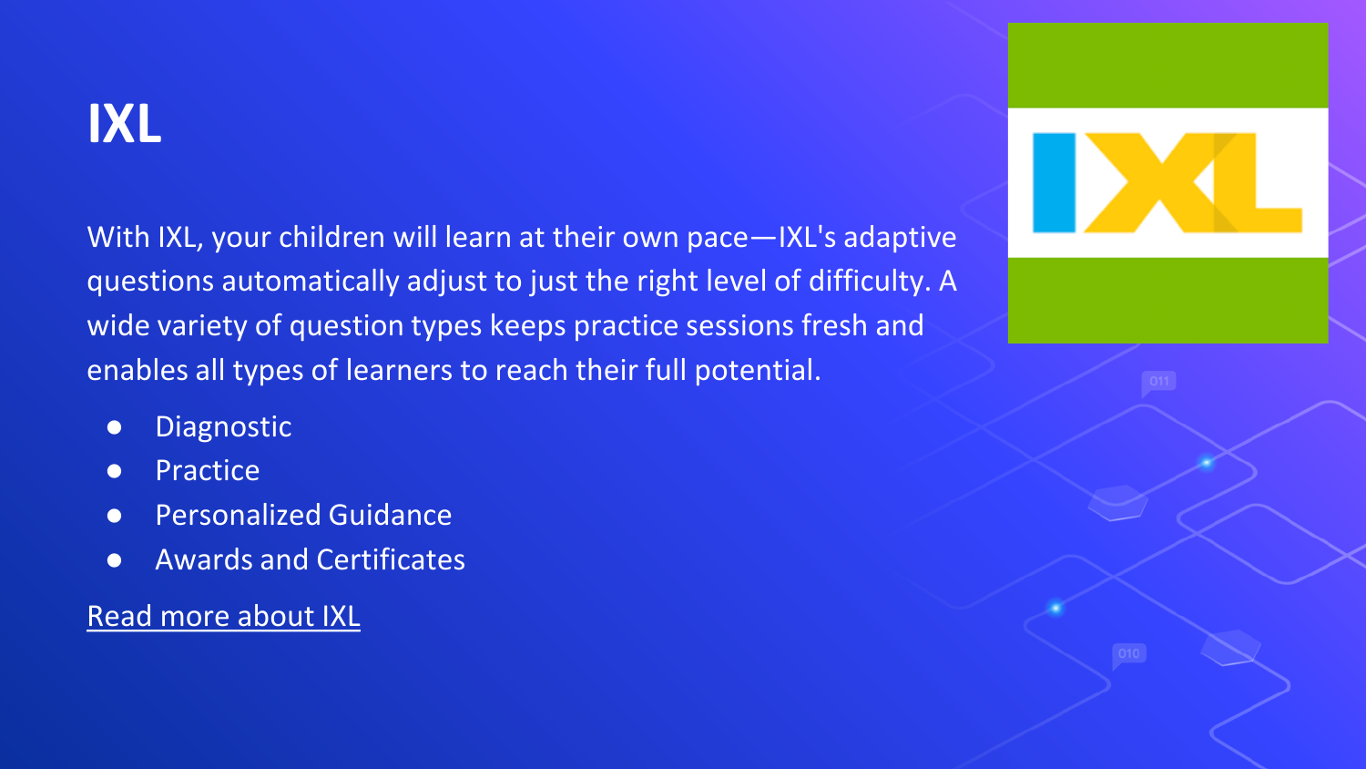# IXL

With IXL, your children will learn at their own pace—IXL's adaptive questions automatically adjust to just the right level of difficulty. A wide variety of question types keeps practice sessions fresh and enables all types of learners to reach their full potential.

- Diagnostic
- Practice
- Personalized Guidance
- Awards and Certificates

Read more about IXL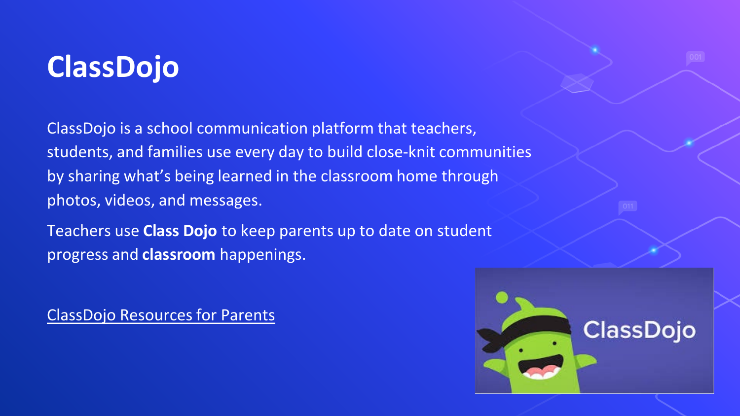# ClassDojo

ClassDojo is a school communication platform that teachers, students, and families use every day to build close-knit communities by sharing what's being learned in the classroom home through photos, videos, and messages.

Teachers use **Class Dojo** to keep parents up to date on student progress and **classroom** happenings.

ClassDojo Resources for Parents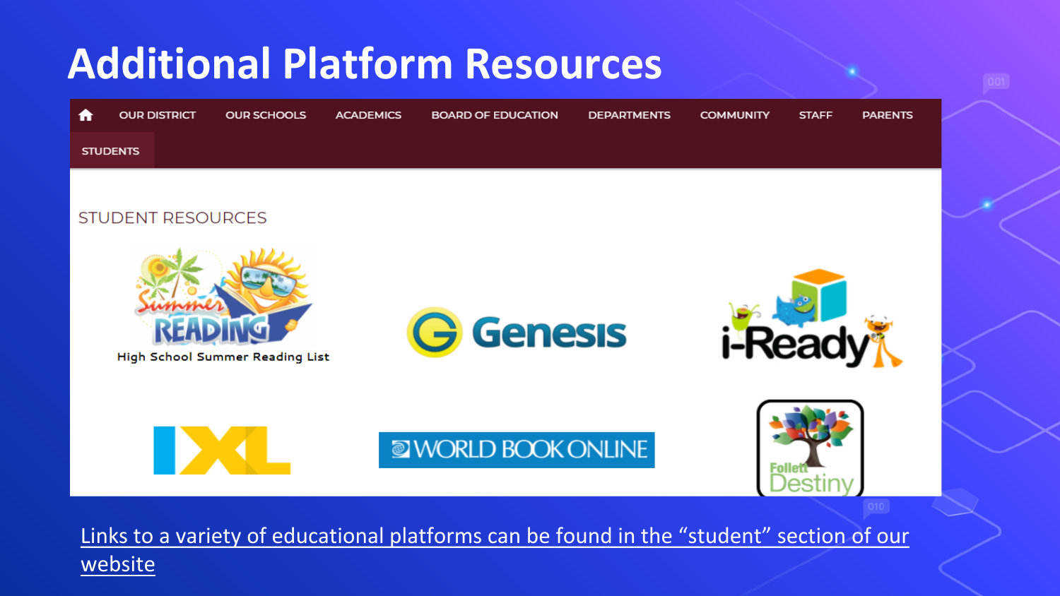# Additional Platform Resources

OUR DISTRICT | OUR SCHOOLS | ACADEMICS | BOARD OF EDUCATION | DEPARTMENTS | COMMUNITY | STAFF | PARENTS | STUDENTS

STUDENT RESOURCES

High School Summer Reading List

Genesis

i-Ready

IXL

WORLD BOOK ONLINE

Follett Destiny

Links to a variety of educational platforms can be found in the "student" section of our website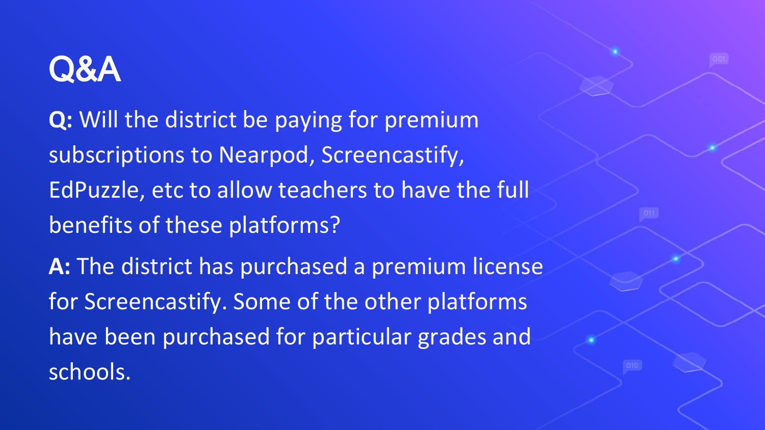# Q&A

**Q:** Will the district be paying for premium subscriptions to Nearpod, Screencastify, EdPuzzle, etc to allow teachers to have the full benefits of these platforms?

**A:** The district has purchased a premium license for Screencastify. Some of the other platforms have been purchased for particular grades and schools.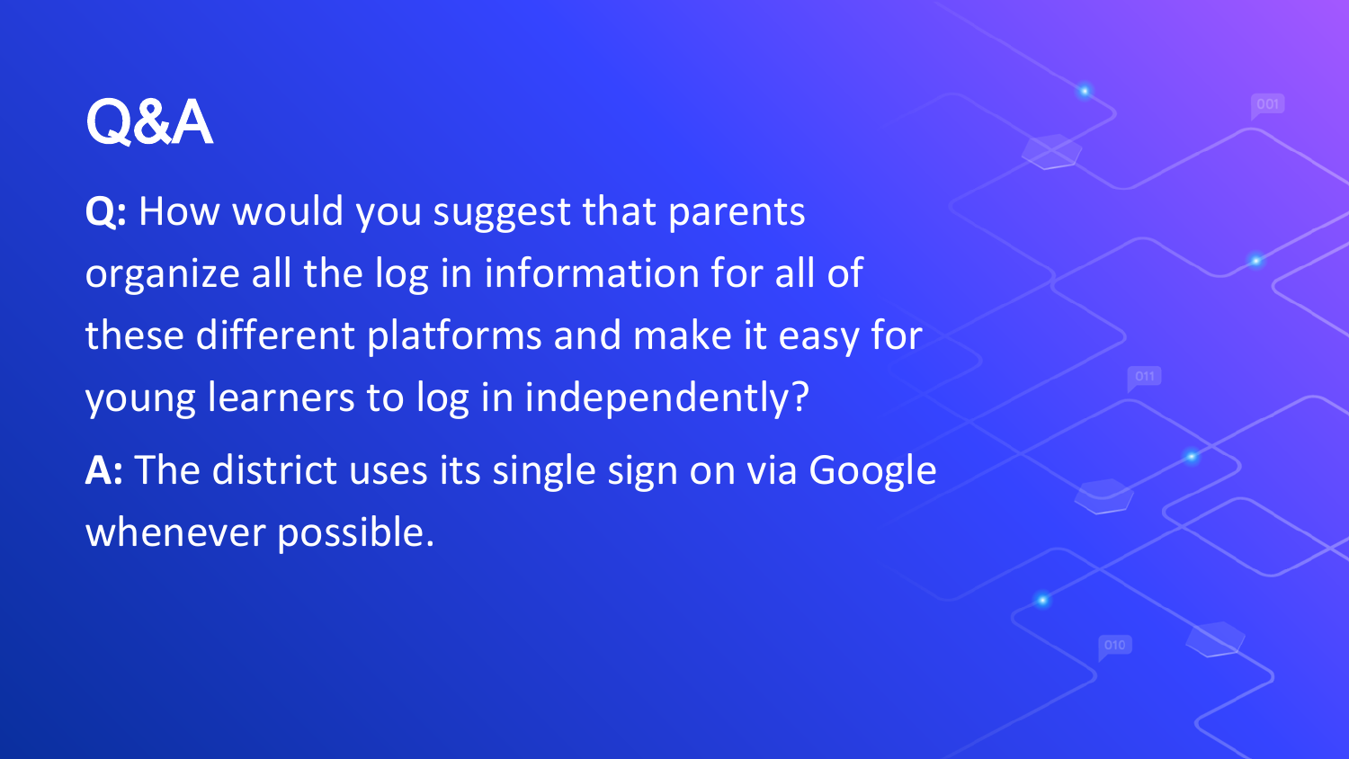# Q&A

**Q:** How would you suggest that parents organize all the log in information for all of these different platforms and make it easy for young learners to log in independently?

**A:** The district uses its single sign on via Google whenever possible.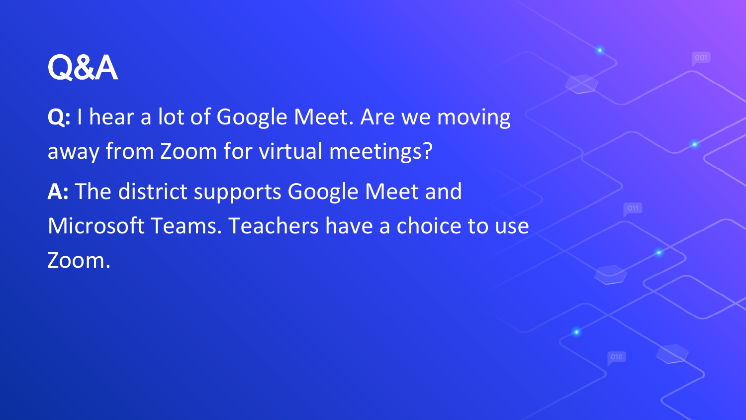# Q&A

**Q:** I hear a lot of Google Meet. Are we moving away from Zoom for virtual meetings?

**A:** The district supports Google Meet and Microsoft Teams. Teachers have a choice to use Zoom.